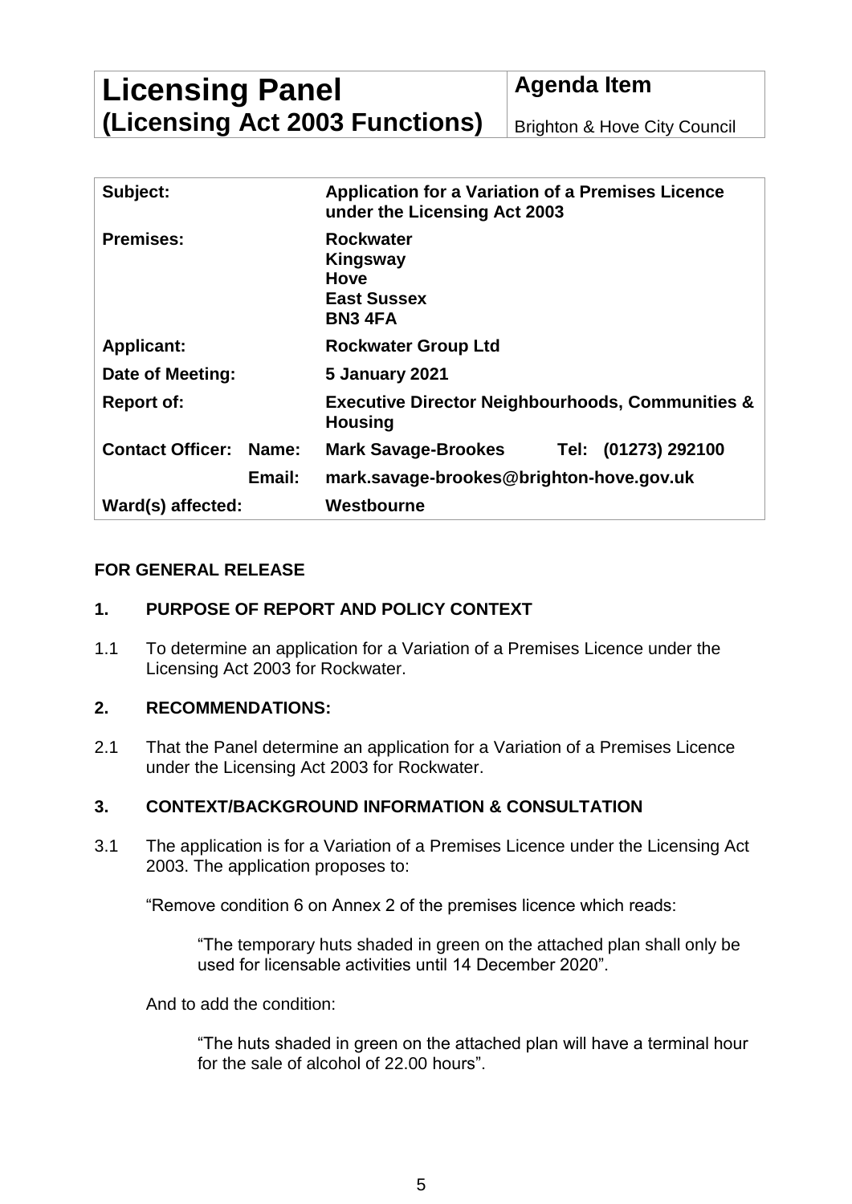| **Licensing Panel (Licensing Act 2003 Functions)** | **Agenda Item** Brighton & Hove City Council |
|---|---|

| | | |
|---|---|---|
| **Subject:** | | **Application for a Variation of a Premises Licence under the Licensing Act 2003** |
| **Premises:** | | **Rockwater Kingsway Hove East Sussex BN3 4FA** |
| **Applicant:** | | **Rockwater Group Ltd** |
| **Date of Meeting:** | | **5 January 2021** |
| **Report of:** | | **Executive Director Neighbourhoods, Communities & Housing** |
| **Contact Officer:** | **Name:** | **Mark Savage-Brookes Tel: (01273) 292100** |
| | **Email:** | **mark.savage-brookes@brighton-hove.gov.uk** |
| **Ward(s) affected:** | | **Westbourne** |

**FOR GENERAL RELEASE**

## 1. PURPOSE OF REPORT AND POLICY CONTEXT

1.1 To determine an application for a Variation of a Premises Licence under the Licensing Act 2003 for Rockwater.

## 2. RECOMMENDATIONS:

2.1 That the Panel determine an application for a Variation of a Premises Licence under the Licensing Act 2003 for Rockwater.

## 3. CONTEXT/BACKGROUND INFORMATION & CONSULTATION

3.1 The application is for a Variation of a Premises Licence under the Licensing Act 2003. The application proposes to:

"Remove condition 6 on Annex 2 of the premises licence which reads:

> "The temporary huts shaded in green on the attached plan shall only be used for licensable activities until 14 December 2020".

And to add the condition:

> "The huts shaded in green on the attached plan will have a terminal hour for the sale of alcohol of 22.00 hours".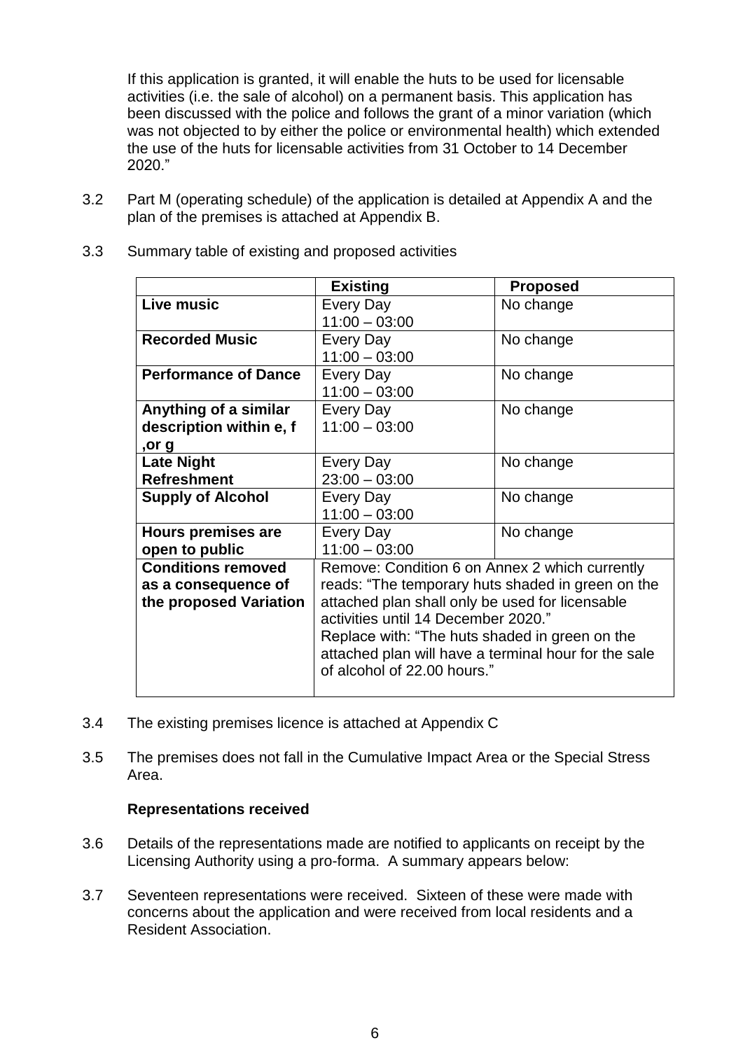If this application is granted, it will enable the huts to be used for licensable activities (i.e. the sale of alcohol) on a permanent basis. This application has been discussed with the police and follows the grant of a minor variation (which was not objected to by either the police or environmental health) which extended the use of the huts for licensable activities from 31 October to 14 December 2020."

3.2 Part M (operating schedule) of the application is detailed at Appendix A and the plan of the premises is attached at Appendix B.

3.3 Summary table of existing and proposed activities

| | **Existing** | **Proposed** |
|---|---|---|
| **Live music** | Every Day 11:00 – 03:00 | No change |
| **Recorded Music** | Every Day 11:00 – 03:00 | No change |
| **Performance of Dance** | Every Day 11:00 – 03:00 | No change |
| **Anything of a similar description within e, f ,or g** | Every Day 11:00 – 03:00 | No change |
| **Late Night Refreshment** | Every Day 23:00 – 03:00 | No change |
| **Supply of Alcohol** | Every Day 11:00 – 03:00 | No change |
| **Hours premises are open to public** | Every Day 11:00 – 03:00 | No change |
| **Conditions removed as a consequence of the proposed Variation** | Remove: Condition 6 on Annex 2 which currently reads: "The temporary huts shaded in green on the attached plan shall only be used for licensable activities until 14 December 2020." Replace with: "The huts shaded in green on the attached plan will have a terminal hour for the sale of alcohol of 22.00 hours." | |

3.4 The existing premises licence is attached at Appendix C

3.5 The premises does not fall in the Cumulative Impact Area or the Special Stress Area.

**Representations received**

3.6 Details of the representations made are notified to applicants on receipt by the Licensing Authority using a pro-forma. A summary appears below:

3.7 Seventeen representations were received. Sixteen of these were made with concerns about the application and were received from local residents and a Resident Association.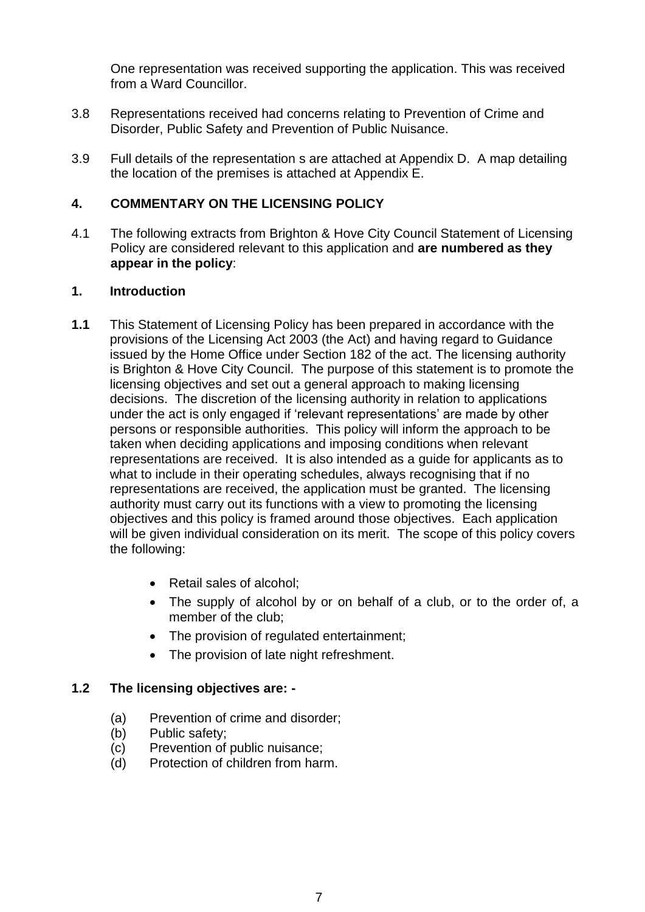One representation was received supporting the application. This was received from a Ward Councillor.

3.8 Representations received had concerns relating to Prevention of Crime and Disorder, Public Safety and Prevention of Public Nuisance.

3.9 Full details of the representation s are attached at Appendix D. A map detailing the location of the premises is attached at Appendix E.

## 4. COMMENTARY ON THE LICENSING POLICY

4.1 The following extracts from Brighton & Hove City Council Statement of Licensing Policy are considered relevant to this application and **are numbered as they appear in the policy**:

### 1. Introduction

**1.1** This Statement of Licensing Policy has been prepared in accordance with the provisions of the Licensing Act 2003 (the Act) and having regard to Guidance issued by the Home Office under Section 182 of the act. The licensing authority is Brighton & Hove City Council. The purpose of this statement is to promote the licensing objectives and set out a general approach to making licensing decisions. The discretion of the licensing authority in relation to applications under the act is only engaged if 'relevant representations' are made by other persons or responsible authorities. This policy will inform the approach to be taken when deciding applications and imposing conditions when relevant representations are received. It is also intended as a guide for applicants as to what to include in their operating schedules, always recognising that if no representations are received, the application must be granted. The licensing authority must carry out its functions with a view to promoting the licensing objectives and this policy is framed around those objectives. Each application will be given individual consideration on its merit. The scope of this policy covers the following:

- Retail sales of alcohol;
- The supply of alcohol by or on behalf of a club, or to the order of, a member of the club;
- The provision of regulated entertainment;
- The provision of late night refreshment.

**1.2 The licensing objectives are: -**

(a) Prevention of crime and disorder;
(b) Public safety;
(c) Prevention of public nuisance;
(d) Protection of children from harm.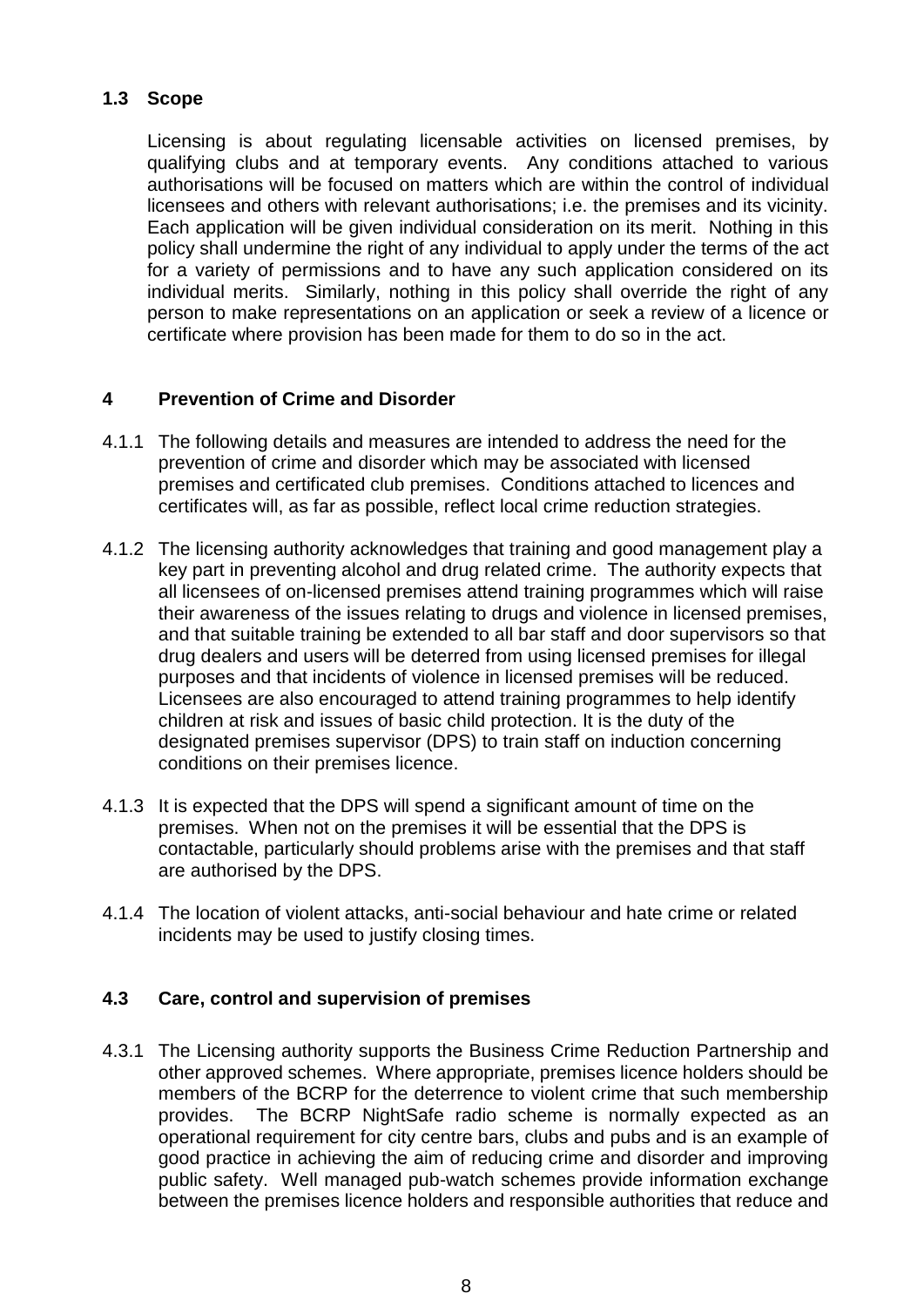### 1.3 Scope

Licensing is about regulating licensable activities on licensed premises, by qualifying clubs and at temporary events. Any conditions attached to various authorisations will be focused on matters which are within the control of individual licensees and others with relevant authorisations; i.e. the premises and its vicinity. Each application will be given individual consideration on its merit. Nothing in this policy shall undermine the right of any individual to apply under the terms of the act for a variety of permissions and to have any such application considered on its individual merits. Similarly, nothing in this policy shall override the right of any person to make representations on an application or seek a review of a licence or certificate where provision has been made for them to do so in the act.

## 4 Prevention of Crime and Disorder

4.1.1 The following details and measures are intended to address the need for the prevention of crime and disorder which may be associated with licensed premises and certificated club premises. Conditions attached to licences and certificates will, as far as possible, reflect local crime reduction strategies.

4.1.2 The licensing authority acknowledges that training and good management play a key part in preventing alcohol and drug related crime. The authority expects that all licensees of on-licensed premises attend training programmes which will raise their awareness of the issues relating to drugs and violence in licensed premises, and that suitable training be extended to all bar staff and door supervisors so that drug dealers and users will be deterred from using licensed premises for illegal purposes and that incidents of violence in licensed premises will be reduced. Licensees are also encouraged to attend training programmes to help identify children at risk and issues of basic child protection. It is the duty of the designated premises supervisor (DPS) to train staff on induction concerning conditions on their premises licence.

4.1.3 It is expected that the DPS will spend a significant amount of time on the premises. When not on the premises it will be essential that the DPS is contactable, particularly should problems arise with the premises and that staff are authorised by the DPS.

4.1.4 The location of violent attacks, anti-social behaviour and hate crime or related incidents may be used to justify closing times.

### 4.3 Care, control and supervision of premises

4.3.1 The Licensing authority supports the Business Crime Reduction Partnership and other approved schemes. Where appropriate, premises licence holders should be members of the BCRP for the deterrence to violent crime that such membership provides. The BCRP NightSafe radio scheme is normally expected as an operational requirement for city centre bars, clubs and pubs and is an example of good practice in achieving the aim of reducing crime and disorder and improving public safety. Well managed pub-watch schemes provide information exchange between the premises licence holders and responsible authorities that reduce and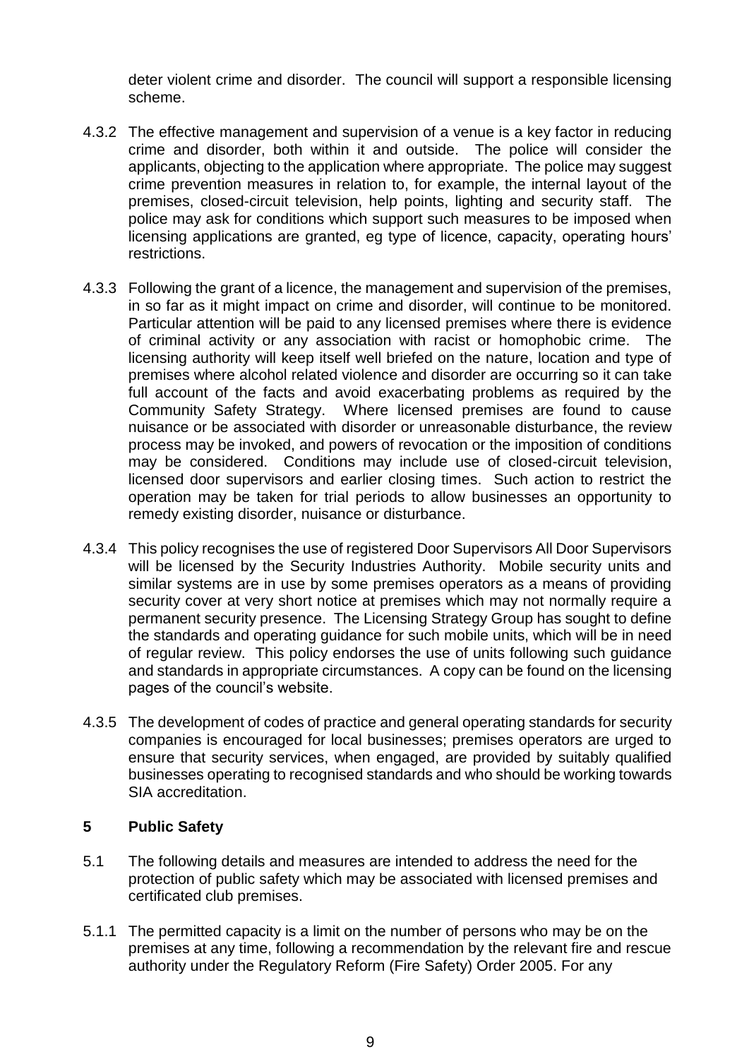deter violent crime and disorder. The council will support a responsible licensing scheme.

4.3.2 The effective management and supervision of a venue is a key factor in reducing crime and disorder, both within it and outside. The police will consider the applicants, objecting to the application where appropriate. The police may suggest crime prevention measures in relation to, for example, the internal layout of the premises, closed-circuit television, help points, lighting and security staff. The police may ask for conditions which support such measures to be imposed when licensing applications are granted, eg type of licence, capacity, operating hours' restrictions.

4.3.3 Following the grant of a licence, the management and supervision of the premises, in so far as it might impact on crime and disorder, will continue to be monitored. Particular attention will be paid to any licensed premises where there is evidence of criminal activity or any association with racist or homophobic crime. The licensing authority will keep itself well briefed on the nature, location and type of premises where alcohol related violence and disorder are occurring so it can take full account of the facts and avoid exacerbating problems as required by the Community Safety Strategy. Where licensed premises are found to cause nuisance or be associated with disorder or unreasonable disturbance, the review process may be invoked, and powers of revocation or the imposition of conditions may be considered. Conditions may include use of closed-circuit television, licensed door supervisors and earlier closing times. Such action to restrict the operation may be taken for trial periods to allow businesses an opportunity to remedy existing disorder, nuisance or disturbance.

4.3.4 This policy recognises the use of registered Door Supervisors All Door Supervisors will be licensed by the Security Industries Authority. Mobile security units and similar systems are in use by some premises operators as a means of providing security cover at very short notice at premises which may not normally require a permanent security presence. The Licensing Strategy Group has sought to define the standards and operating guidance for such mobile units, which will be in need of regular review. This policy endorses the use of units following such guidance and standards in appropriate circumstances. A copy can be found on the licensing pages of the council's website.

4.3.5 The development of codes of practice and general operating standards for security companies is encouraged for local businesses; premises operators are urged to ensure that security services, when engaged, are provided by suitably qualified businesses operating to recognised standards and who should be working towards SIA accreditation.

## 5 Public Safety

5.1 The following details and measures are intended to address the need for the protection of public safety which may be associated with licensed premises and certificated club premises.

5.1.1 The permitted capacity is a limit on the number of persons who may be on the premises at any time, following a recommendation by the relevant fire and rescue authority under the Regulatory Reform (Fire Safety) Order 2005. For any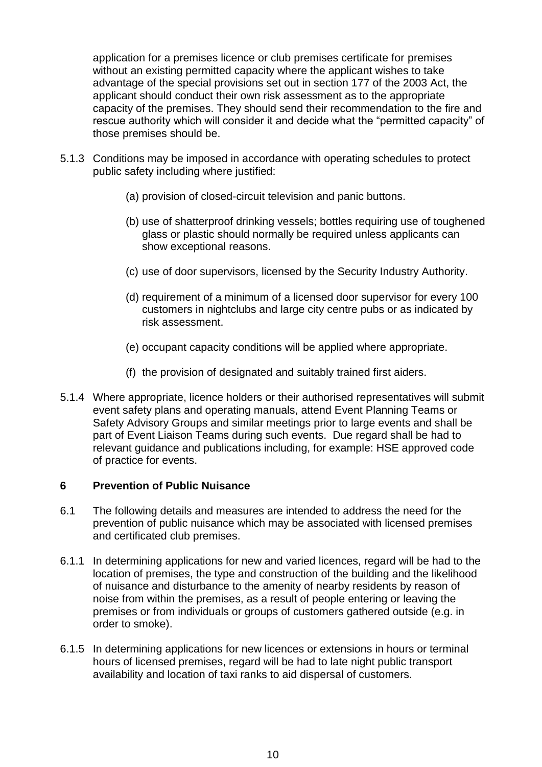application for a premises licence or club premises certificate for premises without an existing permitted capacity where the applicant wishes to take advantage of the special provisions set out in section 177 of the 2003 Act, the applicant should conduct their own risk assessment as to the appropriate capacity of the premises. They should send their recommendation to the fire and rescue authority which will consider it and decide what the "permitted capacity" of those premises should be.

5.1.3 Conditions may be imposed in accordance with operating schedules to protect public safety including where justified:

(a) provision of closed-circuit television and panic buttons.

(b) use of shatterproof drinking vessels; bottles requiring use of toughened glass or plastic should normally be required unless applicants can show exceptional reasons.

(c) use of door supervisors, licensed by the Security Industry Authority.

(d) requirement of a minimum of a licensed door supervisor for every 100 customers in nightclubs and large city centre pubs or as indicated by risk assessment.

(e) occupant capacity conditions will be applied where appropriate.

(f) the provision of designated and suitably trained first aiders.

5.1.4 Where appropriate, licence holders or their authorised representatives will submit event safety plans and operating manuals, attend Event Planning Teams or Safety Advisory Groups and similar meetings prior to large events and shall be part of Event Liaison Teams during such events. Due regard shall be had to relevant guidance and publications including, for example: HSE approved code of practice for events.

## 6 Prevention of Public Nuisance

6.1 The following details and measures are intended to address the need for the prevention of public nuisance which may be associated with licensed premises and certificated club premises.

6.1.1 In determining applications for new and varied licences, regard will be had to the location of premises, the type and construction of the building and the likelihood of nuisance and disturbance to the amenity of nearby residents by reason of noise from within the premises, as a result of people entering or leaving the premises or from individuals or groups of customers gathered outside (e.g. in order to smoke).

6.1.5 In determining applications for new licences or extensions in hours or terminal hours of licensed premises, regard will be had to late night public transport availability and location of taxi ranks to aid dispersal of customers.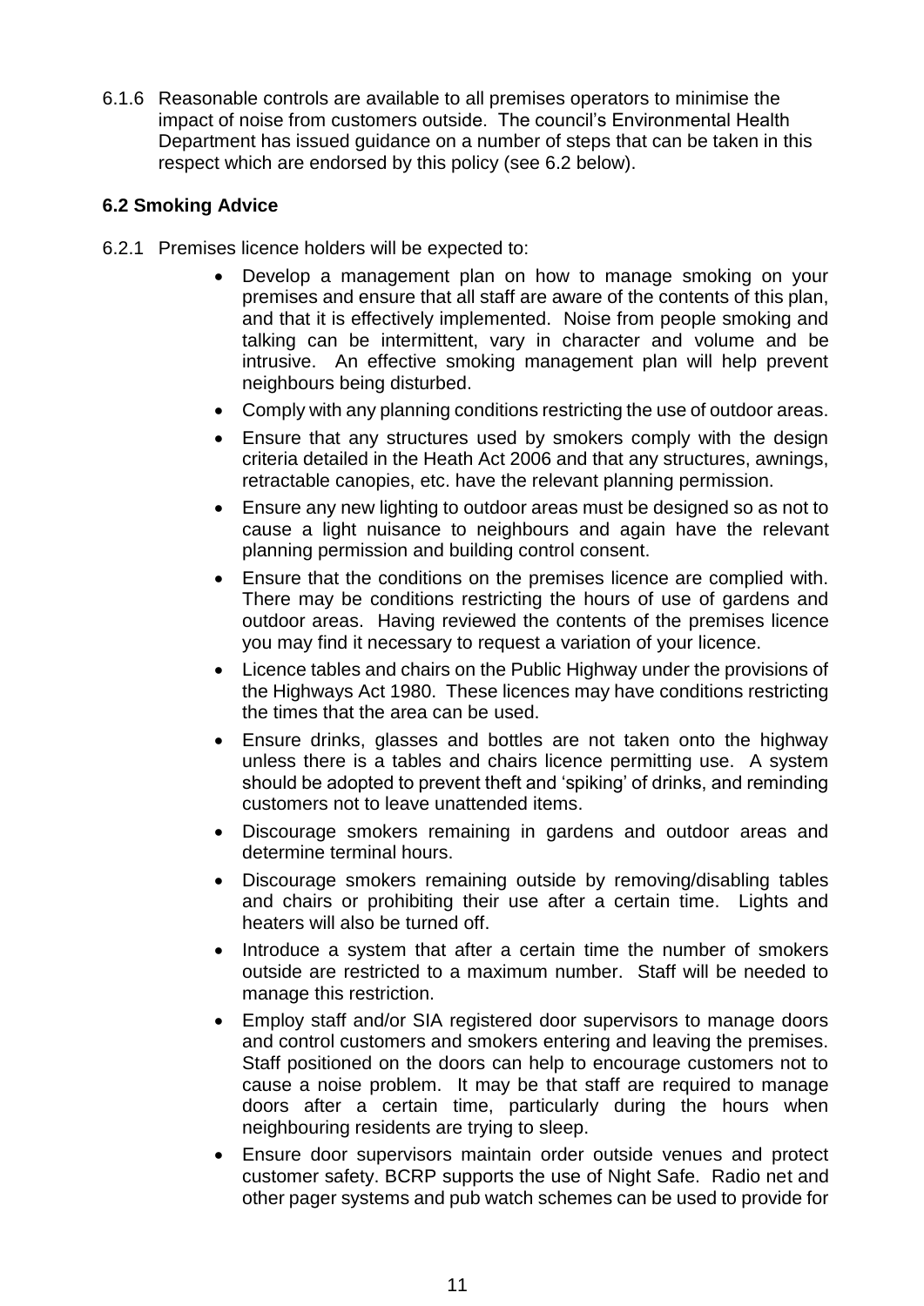6.1.6 Reasonable controls are available to all premises operators to minimise the impact of noise from customers outside. The council's Environmental Health Department has issued guidance on a number of steps that can be taken in this respect which are endorsed by this policy (see 6.2 below).

**6.2 Smoking Advice**

6.2.1 Premises licence holders will be expected to:

- Develop a management plan on how to manage smoking on your premises and ensure that all staff are aware of the contents of this plan, and that it is effectively implemented. Noise from people smoking and talking can be intermittent, vary in character and volume and be intrusive. An effective smoking management plan will help prevent neighbours being disturbed.
- Comply with any planning conditions restricting the use of outdoor areas.
- Ensure that any structures used by smokers comply with the design criteria detailed in the Heath Act 2006 and that any structures, awnings, retractable canopies, etc. have the relevant planning permission.
- Ensure any new lighting to outdoor areas must be designed so as not to cause a light nuisance to neighbours and again have the relevant planning permission and building control consent.
- Ensure that the conditions on the premises licence are complied with. There may be conditions restricting the hours of use of gardens and outdoor areas. Having reviewed the contents of the premises licence you may find it necessary to request a variation of your licence.
- Licence tables and chairs on the Public Highway under the provisions of the Highways Act 1980. These licences may have conditions restricting the times that the area can be used.
- Ensure drinks, glasses and bottles are not taken onto the highway unless there is a tables and chairs licence permitting use. A system should be adopted to prevent theft and 'spiking' of drinks, and reminding customers not to leave unattended items.
- Discourage smokers remaining in gardens and outdoor areas and determine terminal hours.
- Discourage smokers remaining outside by removing/disabling tables and chairs or prohibiting their use after a certain time. Lights and heaters will also be turned off.
- Introduce a system that after a certain time the number of smokers outside are restricted to a maximum number. Staff will be needed to manage this restriction.
- Employ staff and/or SIA registered door supervisors to manage doors and control customers and smokers entering and leaving the premises. Staff positioned on the doors can help to encourage customers not to cause a noise problem. It may be that staff are required to manage doors after a certain time, particularly during the hours when neighbouring residents are trying to sleep.
- Ensure door supervisors maintain order outside venues and protect customer safety. BCRP supports the use of Night Safe. Radio net and other pager systems and pub watch schemes can be used to provide for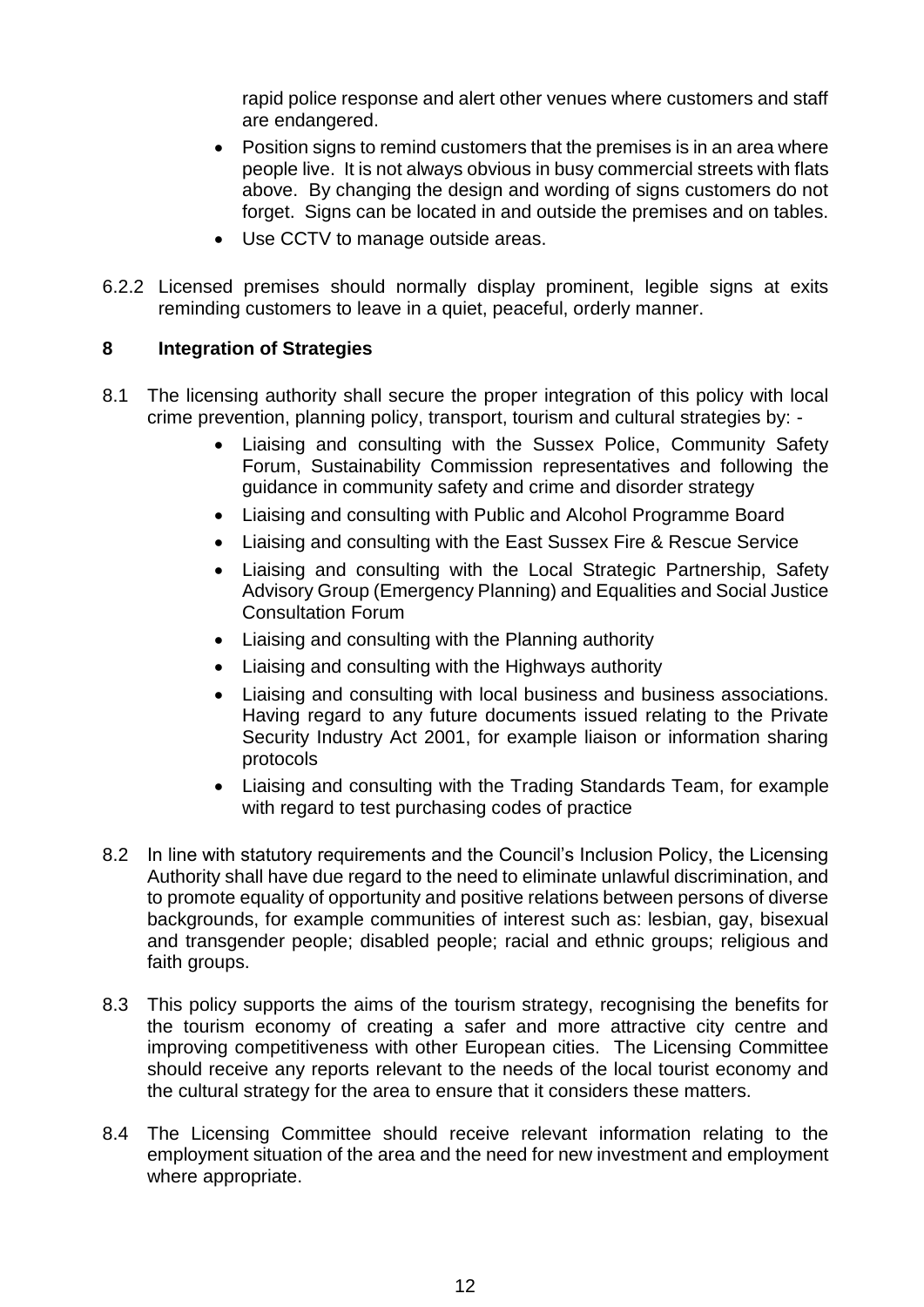rapid police response and alert other venues where customers and staff are endangered.

- Position signs to remind customers that the premises is in an area where people live. It is not always obvious in busy commercial streets with flats above. By changing the design and wording of signs customers do not forget. Signs can be located in and outside the premises and on tables.
- Use CCTV to manage outside areas.

6.2.2 Licensed premises should normally display prominent, legible signs at exits reminding customers to leave in a quiet, peaceful, orderly manner.

## 8 Integration of Strategies

8.1 The licensing authority shall secure the proper integration of this policy with local crime prevention, planning policy, transport, tourism and cultural strategies by: -

- Liaising and consulting with the Sussex Police, Community Safety Forum, Sustainability Commission representatives and following the guidance in community safety and crime and disorder strategy
- Liaising and consulting with Public and Alcohol Programme Board
- Liaising and consulting with the East Sussex Fire & Rescue Service
- Liaising and consulting with the Local Strategic Partnership, Safety Advisory Group (Emergency Planning) and Equalities and Social Justice Consultation Forum
- Liaising and consulting with the Planning authority
- Liaising and consulting with the Highways authority
- Liaising and consulting with local business and business associations. Having regard to any future documents issued relating to the Private Security Industry Act 2001, for example liaison or information sharing protocols
- Liaising and consulting with the Trading Standards Team, for example with regard to test purchasing codes of practice

8.2 In line with statutory requirements and the Council's Inclusion Policy, the Licensing Authority shall have due regard to the need to eliminate unlawful discrimination, and to promote equality of opportunity and positive relations between persons of diverse backgrounds, for example communities of interest such as: lesbian, gay, bisexual and transgender people; disabled people; racial and ethnic groups; religious and faith groups.

8.3 This policy supports the aims of the tourism strategy, recognising the benefits for the tourism economy of creating a safer and more attractive city centre and improving competitiveness with other European cities. The Licensing Committee should receive any reports relevant to the needs of the local tourist economy and the cultural strategy for the area to ensure that it considers these matters.

8.4 The Licensing Committee should receive relevant information relating to the employment situation of the area and the need for new investment and employment where appropriate.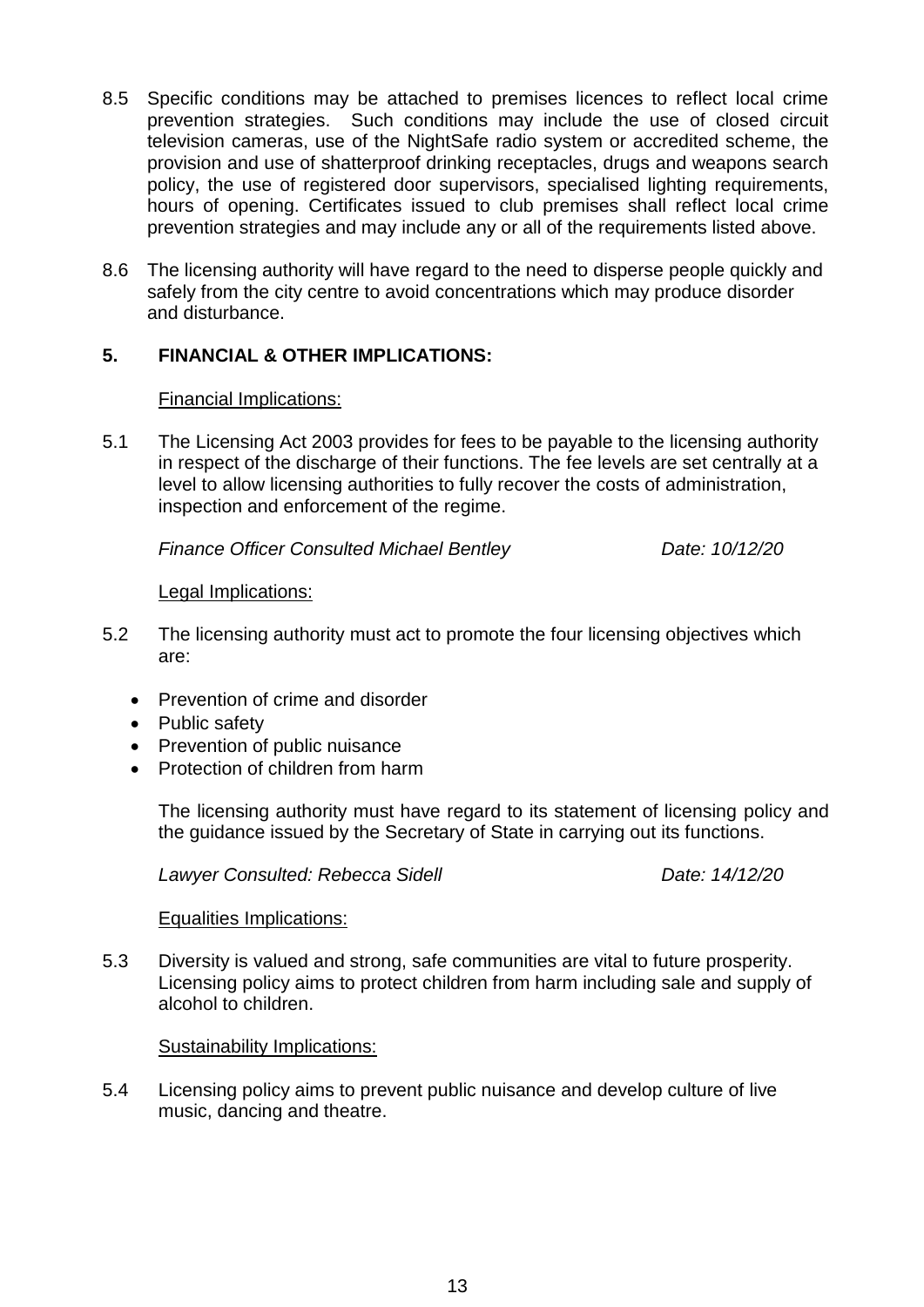8.5 Specific conditions may be attached to premises licences to reflect local crime prevention strategies. Such conditions may include the use of closed circuit television cameras, use of the NightSafe radio system or accredited scheme, the provision and use of shatterproof drinking receptacles, drugs and weapons search policy, the use of registered door supervisors, specialised lighting requirements, hours of opening. Certificates issued to club premises shall reflect local crime prevention strategies and may include any or all of the requirements listed above.

8.6 The licensing authority will have regard to the need to disperse people quickly and safely from the city centre to avoid concentrations which may produce disorder and disturbance.

## 5. FINANCIAL & OTHER IMPLICATIONS:

Financial Implications:

5.1 The Licensing Act 2003 provides for fees to be payable to the licensing authority in respect of the discharge of their functions. The fee levels are set centrally at a level to allow licensing authorities to fully recover the costs of administration, inspection and enforcement of the regime.

*Finance Officer Consulted Michael Bentley* *Date: 10/12/20*

Legal Implications:

5.2 The licensing authority must act to promote the four licensing objectives which are:

- Prevention of crime and disorder
- Public safety
- Prevention of public nuisance
- Protection of children from harm

The licensing authority must have regard to its statement of licensing policy and the guidance issued by the Secretary of State in carrying out its functions.

*Lawyer Consulted: Rebecca Sidell* *Date: 14/12/20*

Equalities Implications:

5.3 Diversity is valued and strong, safe communities are vital to future prosperity. Licensing policy aims to protect children from harm including sale and supply of alcohol to children.

Sustainability Implications:

5.4 Licensing policy aims to prevent public nuisance and develop culture of live music, dancing and theatre.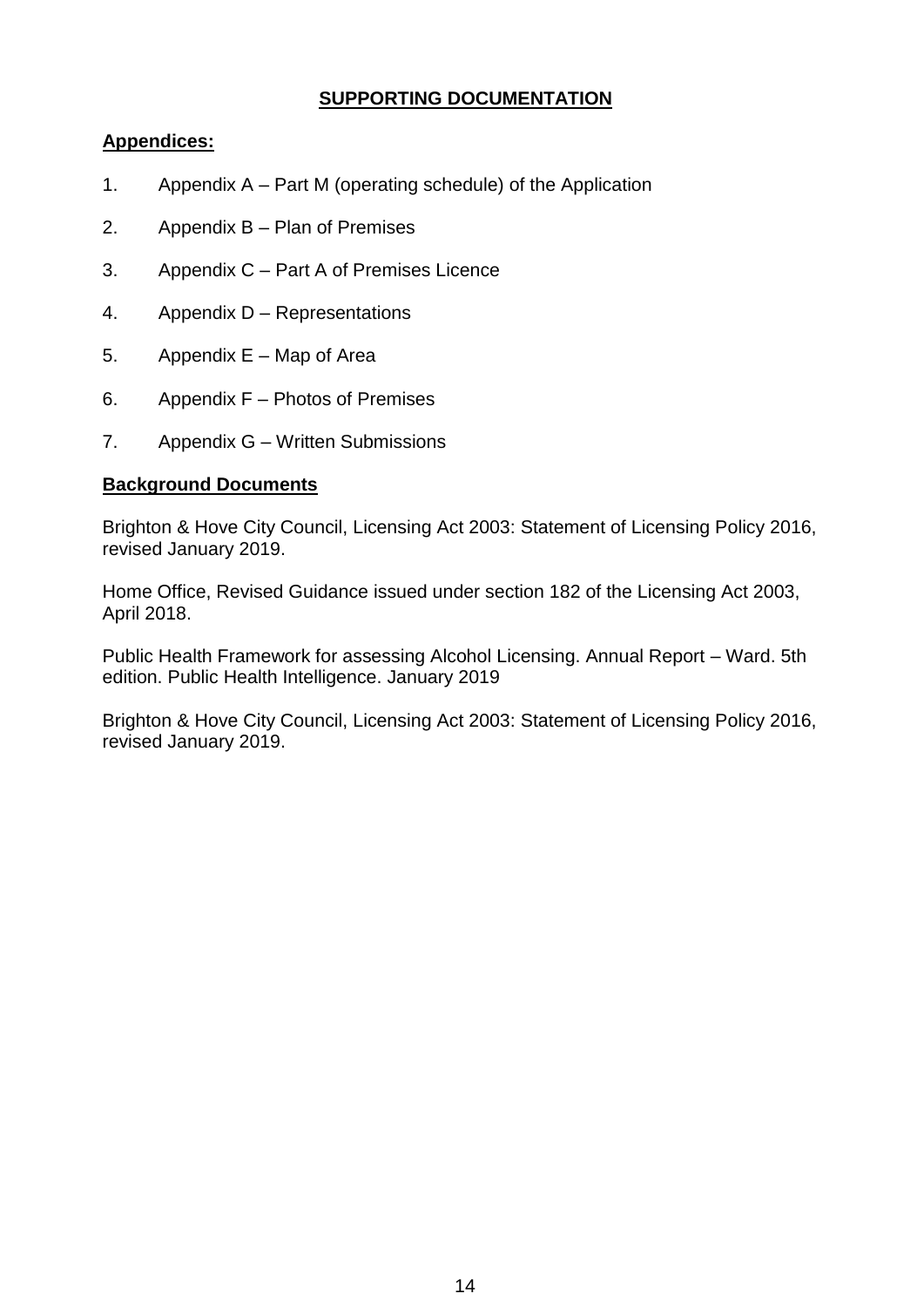## SUPPORTING DOCUMENTATION

**Appendices:**

1. Appendix A – Part M (operating schedule) of the Application
2. Appendix B – Plan of Premises
3. Appendix C – Part A of Premises Licence
4. Appendix D – Representations
5. Appendix E – Map of Area
6. Appendix F – Photos of Premises
7. Appendix G – Written Submissions

**Background Documents**

Brighton & Hove City Council, Licensing Act 2003: Statement of Licensing Policy 2016, revised January 2019.

Home Office, Revised Guidance issued under section 182 of the Licensing Act 2003, April 2018.

Public Health Framework for assessing Alcohol Licensing. Annual Report – Ward. 5th edition. Public Health Intelligence. January 2019

Brighton & Hove City Council, Licensing Act 2003: Statement of Licensing Policy 2016, revised January 2019.